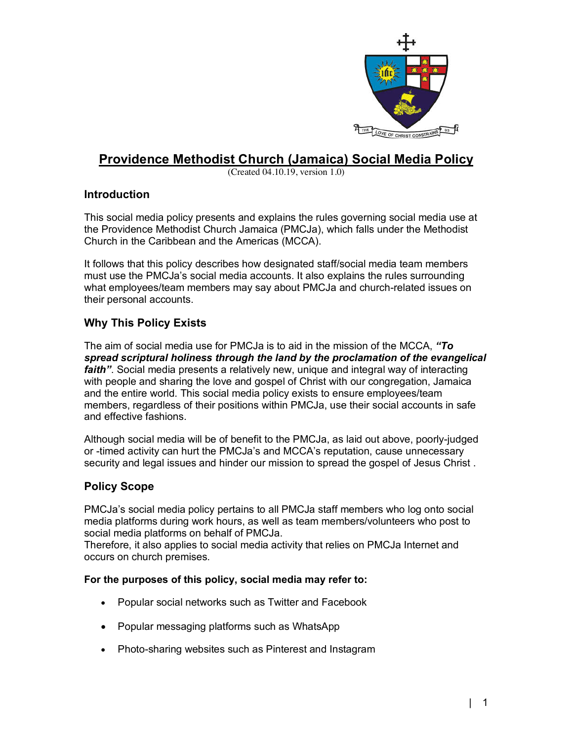# Providence Methodist Church (Jamaica) Social Media Policy

(Created 04.10.19, version 1.0)

## Introduction

This social media policy presents and explains the rules governing social media use at the Providence Methodist Church Jamaica (PMCJa), which falls under the Methodist Church in the Caribbean and the Americas (MCCA).

It follows that this policy describes how designated staff/social media team members must use the PMCJa's social media accounts. It also explains the rules surrounding what employees/team members may say about PMCJa and church-related issues on their personal accounts.

## Why This Policy Exists

The aim of social media use for PMCJa is to aid in the mission of the MCCA, ***"To spread scriptural holiness through the land by the proclamation of the evangelical faith"***. Social media presents a relatively new, unique and integral way of interacting with people and sharing the love and gospel of Christ with our congregation, Jamaica and the entire world. This social media policy exists to ensure employees/team members, regardless of their positions within PMCJa, use their social accounts in safe and effective fashions.

Although social media will be of benefit to the PMCJa, as laid out above, poorly-judged or -timed activity can hurt the PMCJa's and MCCA's reputation, cause unnecessary security and legal issues and hinder our mission to spread the gospel of Jesus Christ .

## Policy Scope

PMCJa's social media policy pertains to all PMCJa staff members who log onto social media platforms during work hours, as well as team members/volunteers who post to social media platforms on behalf of PMCJa.
Therefore, it also applies to social media activity that relies on PMCJa Internet and occurs on church premises.

**For the purposes of this policy, social media may refer to:**

- Popular social networks such as Twitter and Facebook
- Popular messaging platforms such as WhatsApp
- Photo-sharing websites such as Pinterest and Instagram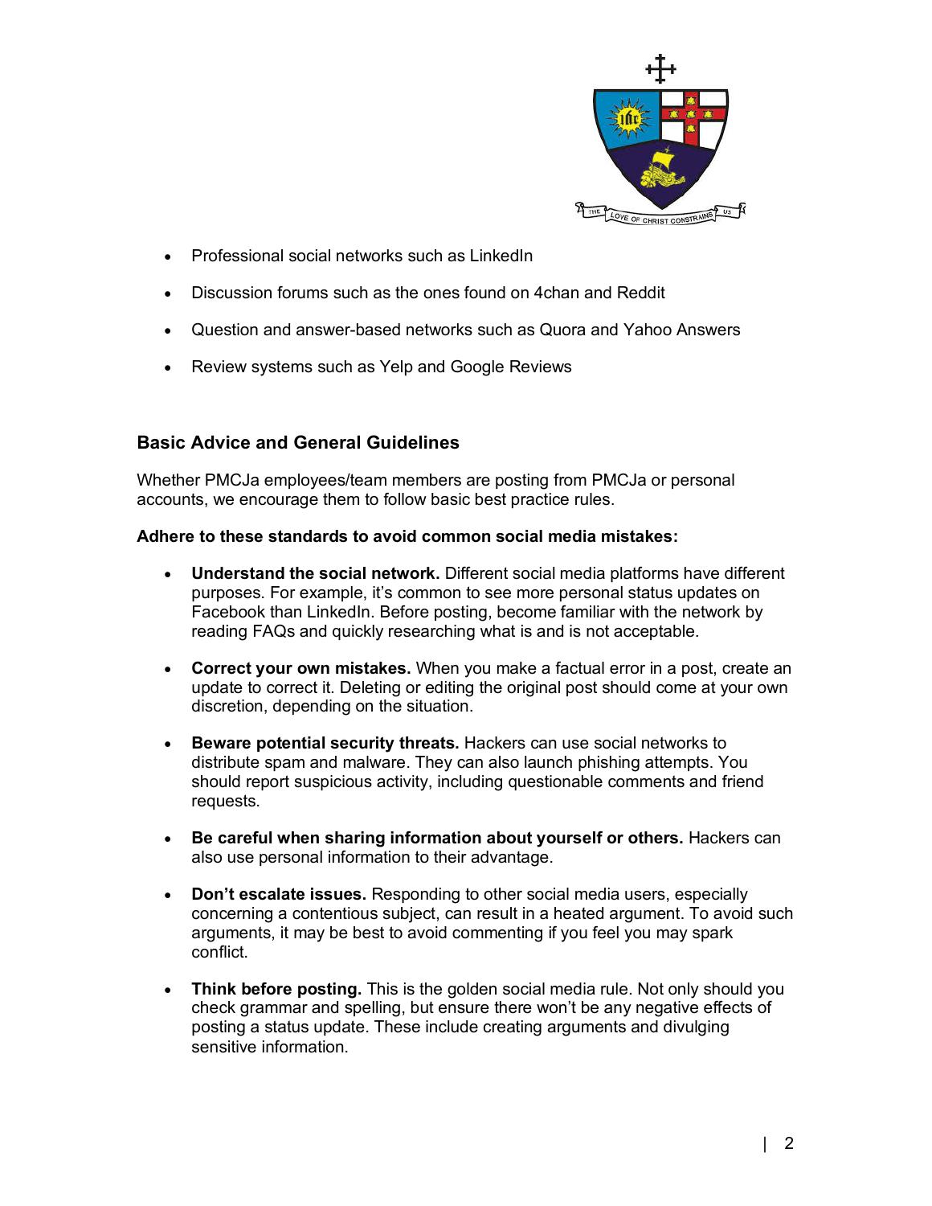- Professional social networks such as LinkedIn
- Discussion forums such as the ones found on 4chan and Reddit
- Question and answer-based networks such as Quora and Yahoo Answers
- Review systems such as Yelp and Google Reviews

## Basic Advice and General Guidelines

Whether PMCJa employees/team members are posting from PMCJa or personal accounts, we encourage them to follow basic best practice rules.

**Adhere to these standards to avoid common social media mistakes:**

- **Understand the social network.** Different social media platforms have different purposes. For example, it's common to see more personal status updates on Facebook than LinkedIn. Before posting, become familiar with the network by reading FAQs and quickly researching what is and is not acceptable.
- **Correct your own mistakes.** When you make a factual error in a post, create an update to correct it. Deleting or editing the original post should come at your own discretion, depending on the situation.
- **Beware potential security threats.** Hackers can use social networks to distribute spam and malware. They can also launch phishing attempts. You should report suspicious activity, including questionable comments and friend requests.
- **Be careful when sharing information about yourself or others.** Hackers can also use personal information to their advantage.
- **Don't escalate issues.** Responding to other social media users, especially concerning a contentious subject, can result in a heated argument. To avoid such arguments, it may be best to avoid commenting if you feel you may spark conflict.
- **Think before posting.** This is the golden social media rule. Not only should you check grammar and spelling, but ensure there won't be any negative effects of posting a status update. These include creating arguments and divulging sensitive information.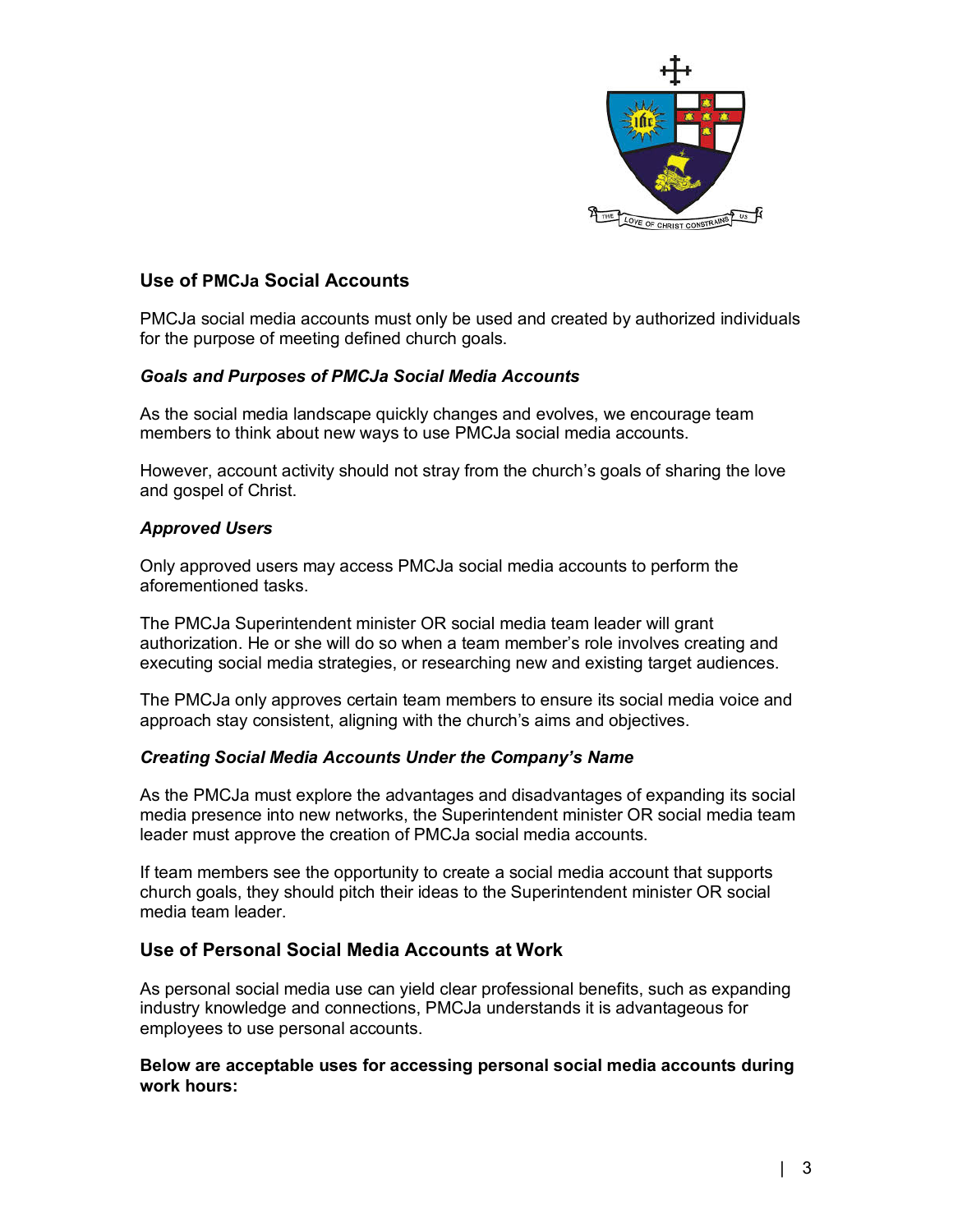## Use of PMCJa Social Accounts

PMCJa social media accounts must only be used and created by authorized individuals for the purpose of meeting defined church goals.

### *Goals and Purposes of PMCJa Social Media Accounts*

As the social media landscape quickly changes and evolves, we encourage team members to think about new ways to use PMCJa social media accounts.

However, account activity should not stray from the church's goals of sharing the love and gospel of Christ.

### *Approved Users*

Only approved users may access PMCJa social media accounts to perform the aforementioned tasks.

The PMCJa Superintendent minister OR social media team leader will grant authorization. He or she will do so when a team member's role involves creating and executing social media strategies, or researching new and existing target audiences.

The PMCJa only approves certain team members to ensure its social media voice and approach stay consistent, aligning with the church's aims and objectives.

### *Creating Social Media Accounts Under the Company's Name*

As the PMCJa must explore the advantages and disadvantages of expanding its social media presence into new networks, the Superintendent minister OR social media team leader must approve the creation of PMCJa social media accounts.

If team members see the opportunity to create a social media account that supports church goals, they should pitch their ideas to the Superintendent minister OR social media team leader.

## Use of Personal Social Media Accounts at Work

As personal social media use can yield clear professional benefits, such as expanding industry knowledge and connections, PMCJa understands it is advantageous for employees to use personal accounts.

**Below are acceptable uses for accessing personal social media accounts during work hours:**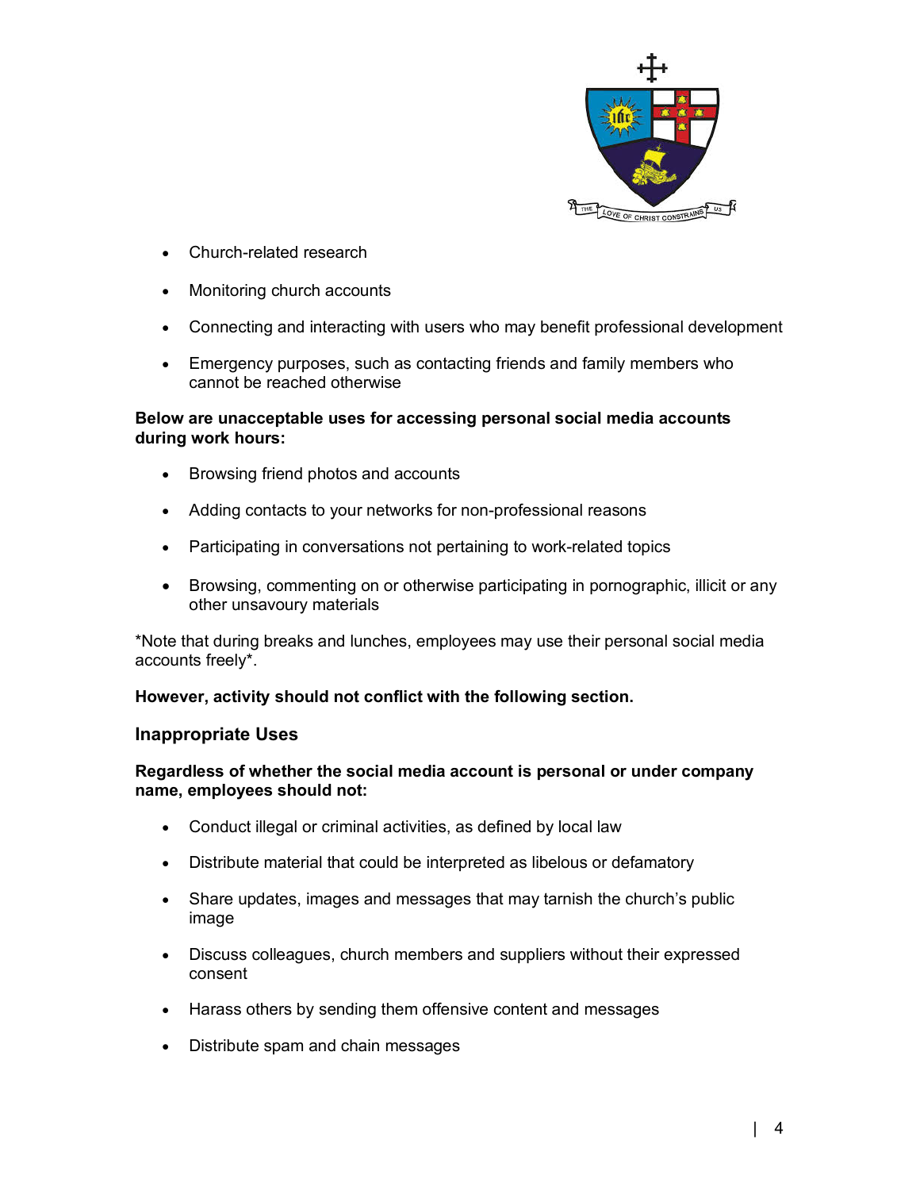- Church-related research
- Monitoring church accounts
- Connecting and interacting with users who may benefit professional development
- Emergency purposes, such as contacting friends and family members who cannot be reached otherwise

**Below are unacceptable uses for accessing personal social media accounts during work hours:**

- Browsing friend photos and accounts
- Adding contacts to your networks for non-professional reasons
- Participating in conversations not pertaining to work-related topics
- Browsing, commenting on or otherwise participating in pornographic, illicit or any other unsavoury materials

*Note that during breaks and lunches, employees may use their personal social media accounts freely*.

**However, activity should not conflict with the following section.**

### Inappropriate Uses

**Regardless of whether the social media account is personal or under company name, employees should not:**

- Conduct illegal or criminal activities, as defined by local law
- Distribute material that could be interpreted as libelous or defamatory
- Share updates, images and messages that may tarnish the church's public image
- Discuss colleagues, church members and suppliers without their expressed consent
- Harass others by sending them offensive content and messages
- Distribute spam and chain messages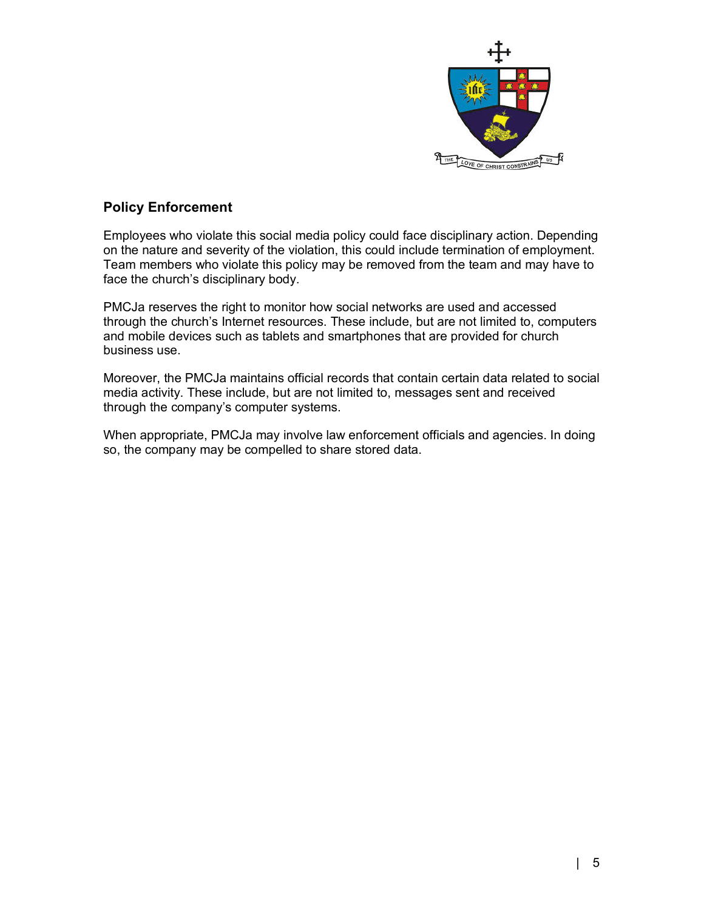## Policy Enforcement

Employees who violate this social media policy could face disciplinary action. Depending on the nature and severity of the violation, this could include termination of employment. Team members who violate this policy may be removed from the team and may have to face the church's disciplinary body.

PMCJa reserves the right to monitor how social networks are used and accessed through the church's Internet resources. These include, but are not limited to, computers and mobile devices such as tablets and smartphones that are provided for church business use.

Moreover, the PMCJa maintains official records that contain certain data related to social media activity. These include, but are not limited to, messages sent and received through the company's computer systems.

When appropriate, PMCJa may involve law enforcement officials and agencies. In doing so, the company may be compelled to share stored data.